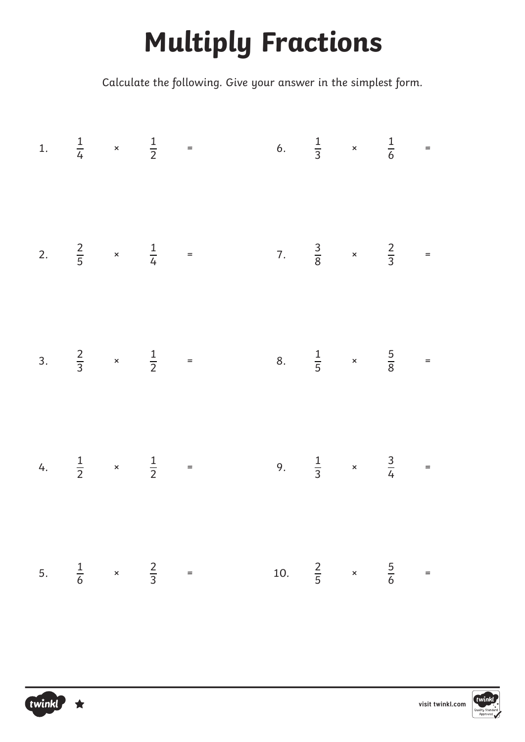# Multiply Fractions

Calculate the following. Give your answer in the simplest form.

1. $\frac{1}{4} \times \frac{1}{2} =$

2. $\frac{2}{5} \times \frac{1}{4} =$

3. $\frac{2}{3} \times \frac{1}{2} =$

4. $\frac{1}{2} \times \frac{1}{2} =$

5. $\frac{1}{6} \times \frac{2}{3} =$

6. $\frac{1}{3} \times \frac{1}{6} =$

7. $\frac{3}{8} \times \frac{2}{3} =$

8. $\frac{1}{5} \times \frac{5}{8} =$

9. $\frac{1}{3} \times \frac{3}{4} =$

10. $\frac{2}{5} \times \frac{5}{6} =$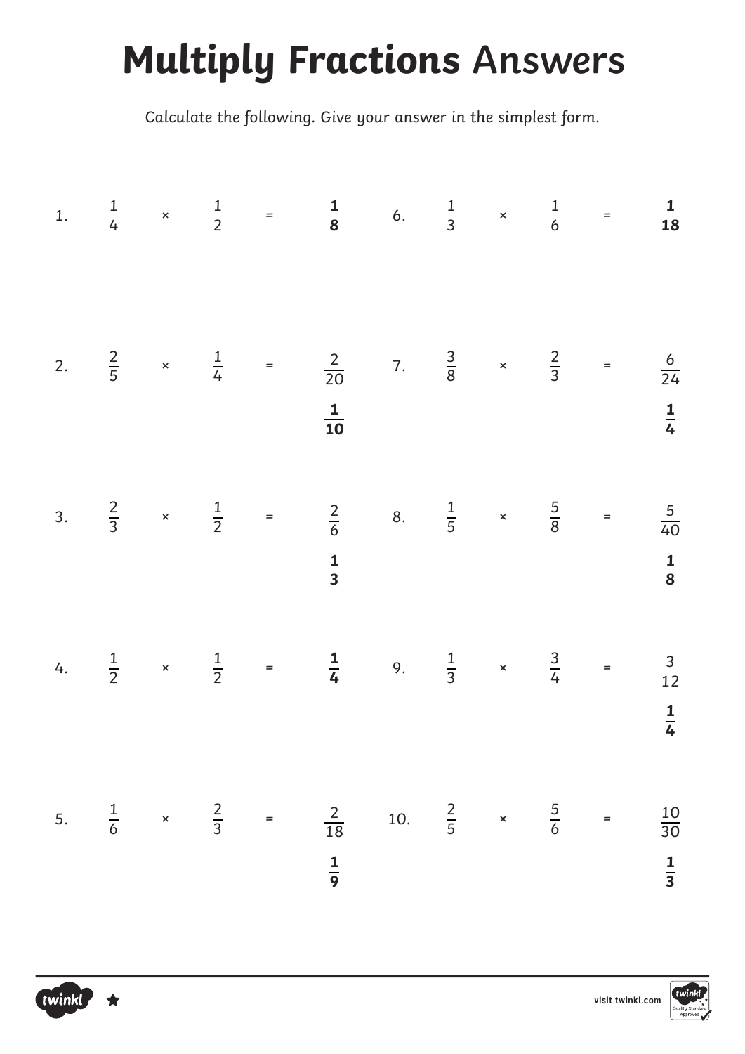# Multiply Fractions Answers

Calculate the following. Give your answer in the simplest form.

1. $\frac{1}{4} \times \frac{1}{2} = \mathbf{\frac{1}{8}}$

2. $\frac{2}{5} \times \frac{1}{4} = \frac{2}{20}$

   $\mathbf{\frac{1}{10}}$

3. $\frac{2}{3} \times \frac{1}{2} = \frac{2}{6}$

   $\mathbf{\frac{1}{3}}$

4. $\frac{1}{2} \times \frac{1}{2} = \mathbf{\frac{1}{4}}$

5. $\frac{1}{6} \times \frac{2}{3} = \frac{2}{18}$

   $\mathbf{\frac{1}{9}}$

6. $\frac{1}{3} \times \frac{1}{6} = \mathbf{\frac{1}{18}}$

7. $\frac{3}{8} \times \frac{2}{3} = \frac{6}{24}$

   $\mathbf{\frac{1}{4}}$

8. $\frac{1}{5} \times \frac{5}{8} = \frac{5}{40}$

   $\mathbf{\frac{1}{8}}$

9. $\frac{1}{3} \times \frac{3}{4} = \frac{3}{12}$

   $\mathbf{\frac{1}{4}}$

10. $\frac{2}{5} \times \frac{5}{6} = \frac{10}{30}$

    $\mathbf{\frac{1}{3}}$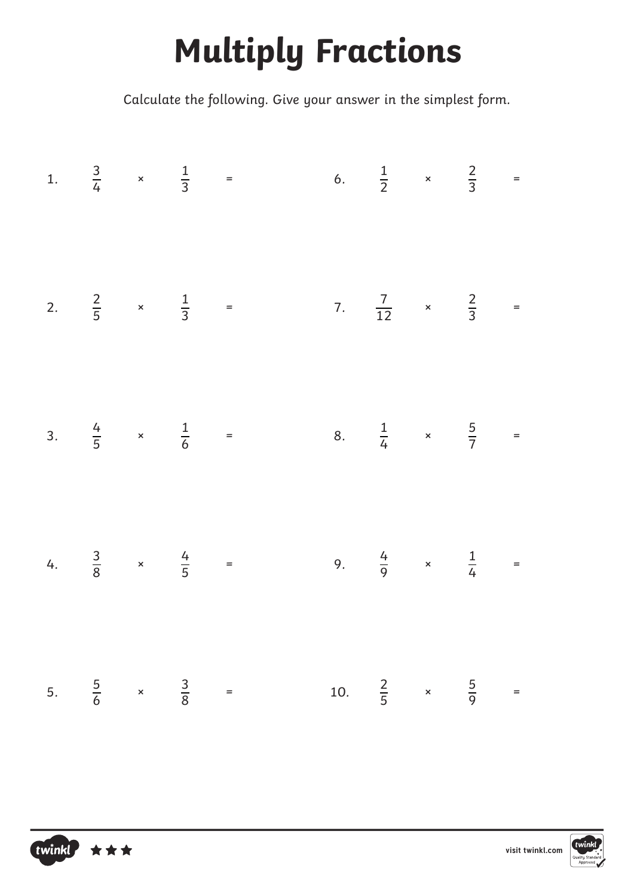# Multiply Fractions

Calculate the following. Give your answer in the simplest form.

1. $\frac{3}{4} \times \frac{1}{3} =$

2. $\frac{2}{5} \times \frac{1}{3} =$

3. $\frac{4}{5} \times \frac{1}{6} =$

4. $\frac{3}{8} \times \frac{4}{5} =$

5. $\frac{5}{6} \times \frac{3}{8} =$

6. $\frac{1}{2} \times \frac{2}{3} =$

7. $\frac{7}{12} \times \frac{2}{3} =$

8. $\frac{1}{4} \times \frac{5}{7} =$

9. $\frac{4}{9} \times \frac{1}{4} =$

10. $\frac{2}{5} \times \frac{5}{9} =$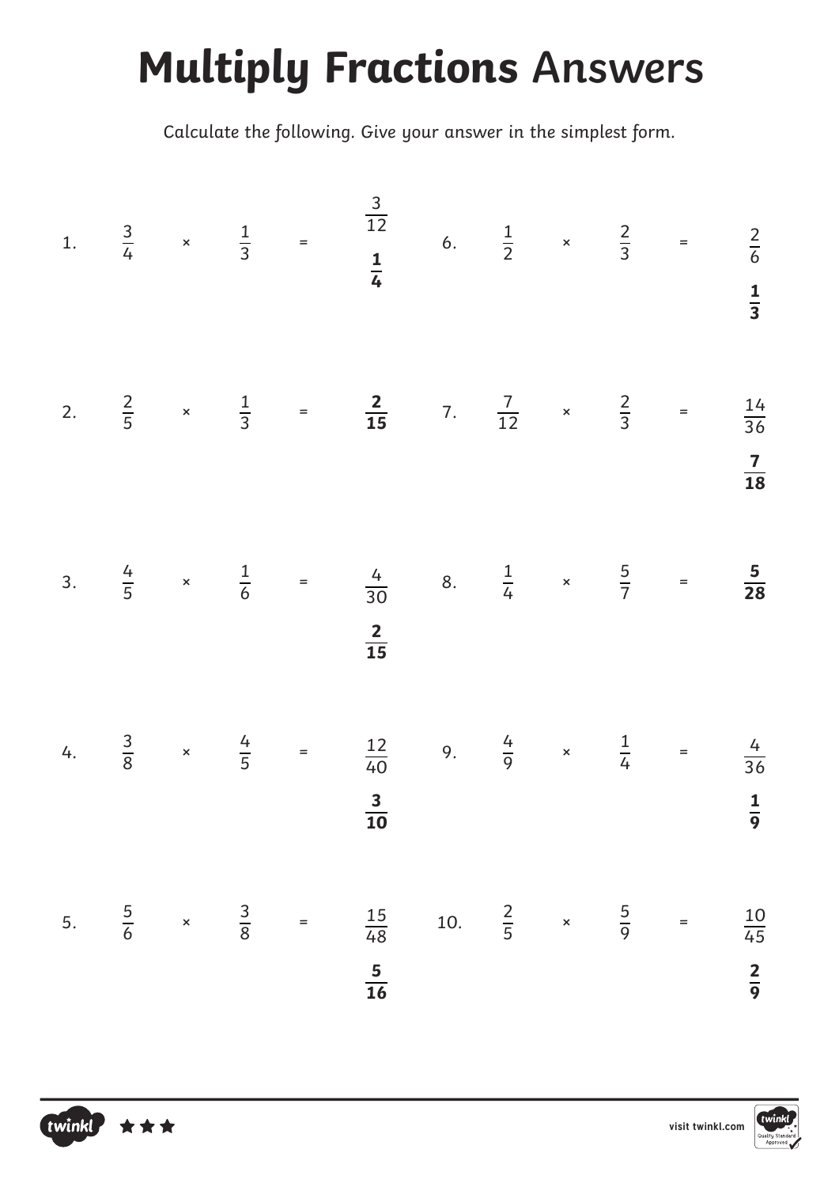# Multiply Fractions Answers

Calculate the following. Give your answer in the simplest form.

1. $\frac{3}{4} \times \frac{1}{3} = \frac{3}{12}$ $\mathbf{\frac{1}{4}}$

2. $\frac{2}{5} \times \frac{1}{3} = \mathbf{\frac{2}{15}}$

3. $\frac{4}{5} \times \frac{1}{6} = \frac{4}{30}$ $\mathbf{\frac{2}{15}}$

4. $\frac{3}{8} \times \frac{4}{5} = \frac{12}{40}$ $\mathbf{\frac{3}{10}}$

5. $\frac{5}{6} \times \frac{3}{8} = \frac{15}{48}$ $\mathbf{\frac{5}{16}}$

6. $\frac{1}{2} \times \frac{2}{3} = \frac{2}{6}$ $\mathbf{\frac{1}{3}}$

7. $\frac{7}{12} \times \frac{2}{3} = \frac{14}{36}$ $\mathbf{\frac{7}{18}}$

8. $\frac{1}{4} \times \frac{5}{7} = \mathbf{\frac{5}{28}}$

9. $\frac{4}{9} \times \frac{1}{4} = \frac{4}{36}$ $\mathbf{\frac{1}{9}}$

10. $\frac{2}{5} \times \frac{5}{9} = \frac{10}{45}$ $\mathbf{\frac{2}{9}}$